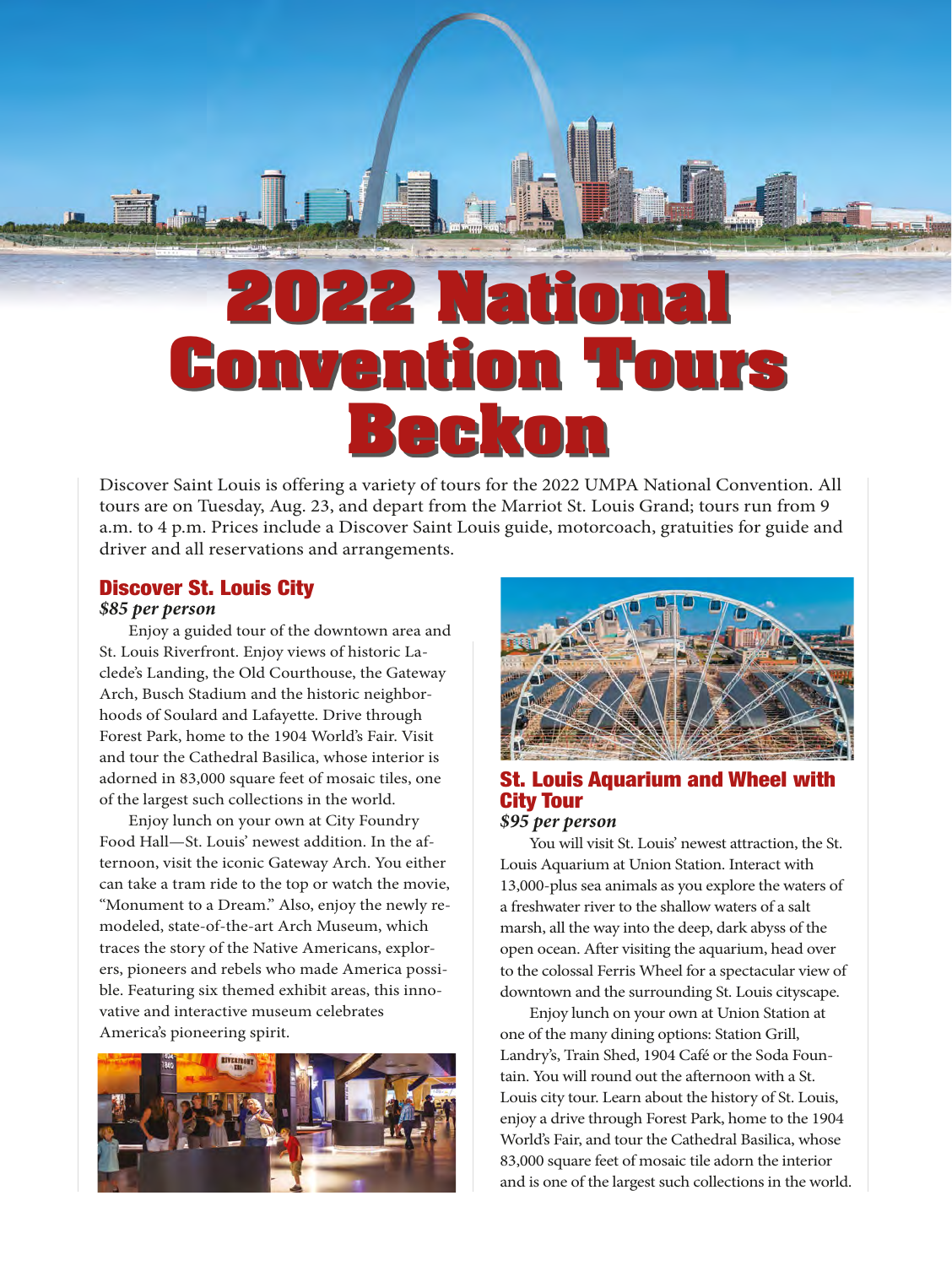# 2022 National Convention Tours Beckon

Discover Saint Louis is offering a variety of tours for the 2022 UMPA National Convention. All tours are on Tuesday, Aug. 23, and depart from the Marriot St. Louis Grand; tours run from 9 a.m. to 4 p.m. Prices include a Discover Saint Louis guide, motorcoach, gratuities for guide and driver and all reservations and arrangements.

## Discover St. Louis City

***$85 per person***

Enjoy a guided tour of the downtown area and St. Louis Riverfront. Enjoy views of historic Laclede's Landing, the Old Courthouse, the Gateway Arch, Busch Stadium and the historic neighborhoods of Soulard and Lafayette. Drive through Forest Park, home to the 1904 World's Fair. Visit and tour the Cathedral Basilica, whose interior is adorned in 83,000 square feet of mosaic tiles, one of the largest such collections in the world.

Enjoy lunch on your own at City Foundry Food Hall—St. Louis' newest addition. In the afternoon, visit the iconic Gateway Arch. You either can take a tram ride to the top or watch the movie, "Monument to a Dream." Also, enjoy the newly remodeled, state-of-the-art Arch Museum, which traces the story of the Native Americans, explorers, pioneers and rebels who made America possible. Featuring six themed exhibit areas, this innovative and interactive museum celebrates America's pioneering spirit.

## St. Louis Aquarium and Wheel with City Tour

***$95 per person***

You will visit St. Louis' newest attraction, the St. Louis Aquarium at Union Station. Interact with 13,000-plus sea animals as you explore the waters of a freshwater river to the shallow waters of a salt marsh, all the way into the deep, dark abyss of the open ocean. After visiting the aquarium, head over to the colossal Ferris Wheel for a spectacular view of downtown and the surrounding St. Louis cityscape.

Enjoy lunch on your own at Union Station at one of the many dining options: Station Grill, Landry's, Train Shed, 1904 Café or the Soda Fountain. You will round out the afternoon with a St. Louis city tour. Learn about the history of St. Louis, enjoy a drive through Forest Park, home to the 1904 World's Fair, and tour the Cathedral Basilica, whose 83,000 square feet of mosaic tile adorn the interior and is one of the largest such collections in the world.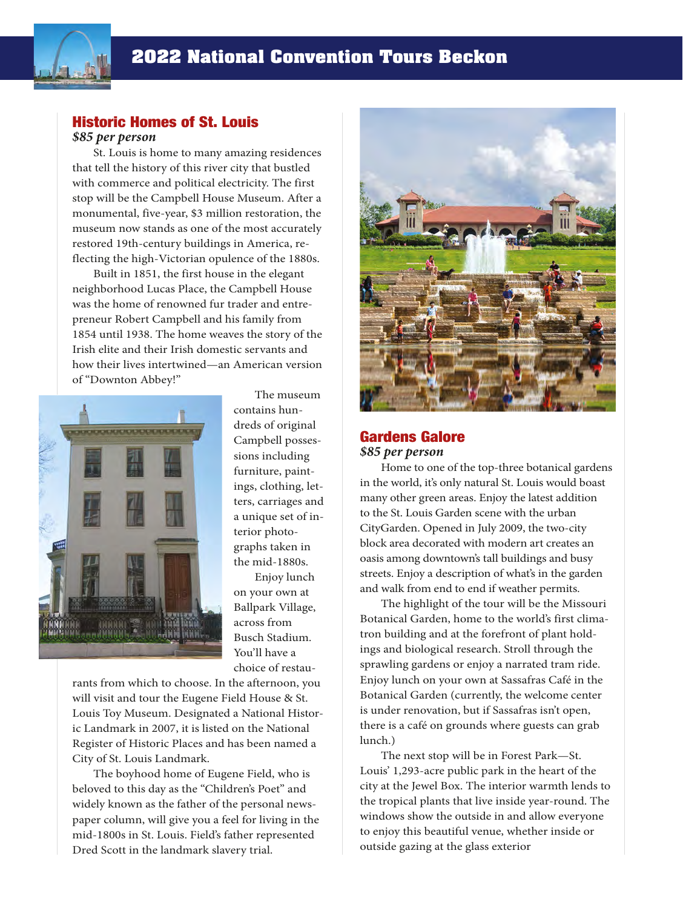# 2022 National Convention Tours Beckon

## Historic Homes of St. Louis

***$85 per person***

St. Louis is home to many amazing residences that tell the history of this river city that bustled with commerce and political electricity. The first stop will be the Campbell House Museum. After a monumental, five-year, $3 million restoration, the museum now stands as one of the most accurately restored 19th-century buildings in America, reflecting the high-Victorian opulence of the 1880s.

Built in 1851, the first house in the elegant neighborhood Lucas Place, the Campbell House was the home of renowned fur trader and entrepreneur Robert Campbell and his family from 1854 until 1938. The home weaves the story of the Irish elite and their Irish domestic servants and how their lives intertwined—an American version of "Downton Abbey!"

The museum contains hundreds of original Campbell possessions including furniture, paintings, clothing, letters, carriages and a unique set of interior photographs taken in the mid-1880s.

Enjoy lunch on your own at Ballpark Village, across from Busch Stadium. You'll have a choice of restaurants from which to choose. In the afternoon, you will visit and tour the Eugene Field House & St. Louis Toy Museum. Designated a National Historic Landmark in 2007, it is listed on the National Register of Historic Places and has been named a City of St. Louis Landmark.

The boyhood home of Eugene Field, who is beloved to this day as the "Children's Poet" and widely known as the father of the personal newspaper column, will give you a feel for living in the mid-1800s in St. Louis. Field's father represented Dred Scott in the landmark slavery trial.

## Gardens Galore

***$85 per person***

Home to one of the top-three botanical gardens in the world, it's only natural St. Louis would boast many other green areas. Enjoy the latest addition to the St. Louis Garden scene with the urban CityGarden. Opened in July 2009, the two-city block area decorated with modern art creates an oasis among downtown's tall buildings and busy streets. Enjoy a description of what's in the garden and walk from end to end if weather permits.

The highlight of the tour will be the Missouri Botanical Garden, home to the world's first climatron building and at the forefront of plant holdings and biological research. Stroll through the sprawling gardens or enjoy a narrated tram ride. Enjoy lunch on your own at Sassafras Café in the Botanical Garden (currently, the welcome center is under renovation, but if Sassafras isn't open, there is a café on grounds where guests can grab lunch.)

The next stop will be in Forest Park—St. Louis' 1,293-acre public park in the heart of the city at the Jewel Box. The interior warmth lends to the tropical plants that live inside year-round. The windows show the outside in and allow everyone to enjoy this beautiful venue, whether inside or outside gazing at the glass exterior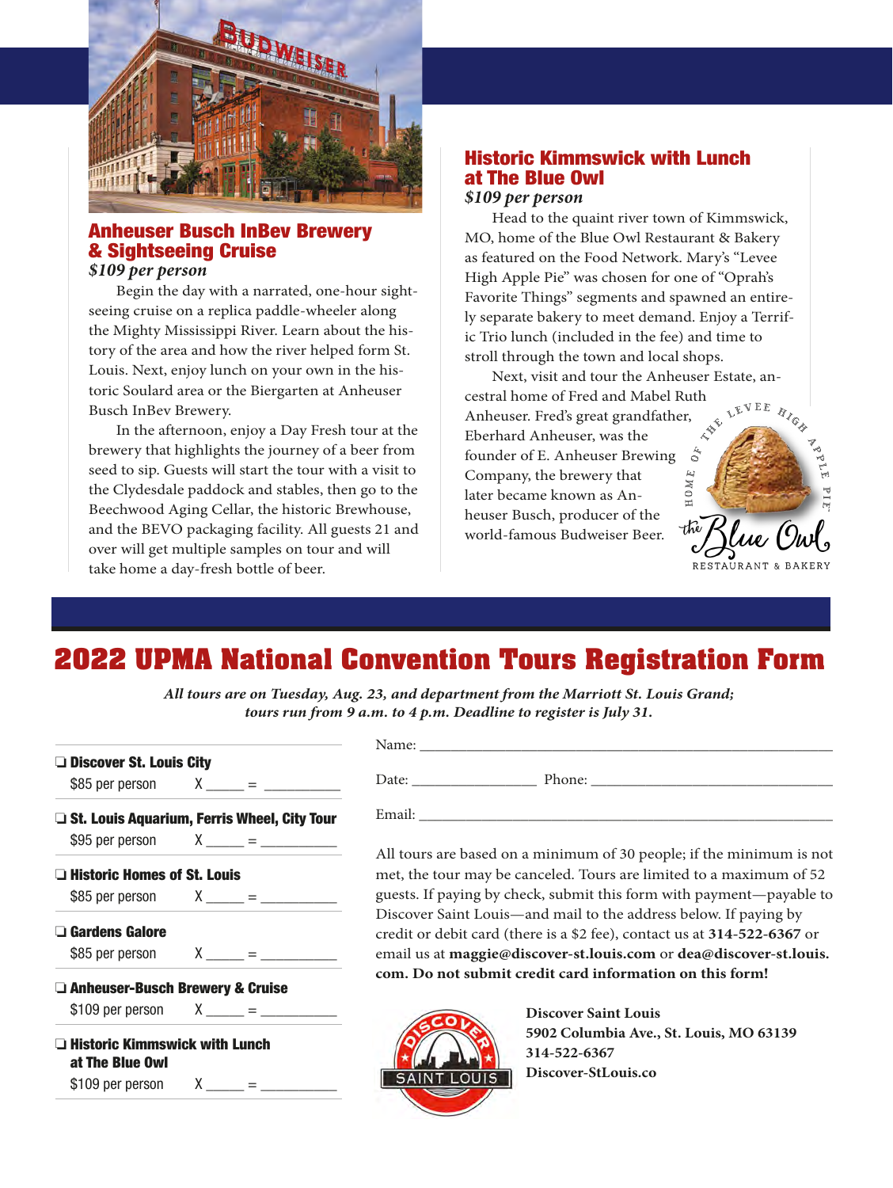## Anheuser Busch InBev Brewery & Sightseeing Cruise

*$109 per person*

Begin the day with a narrated, one-hour sightseeing cruise on a replica paddle-wheeler along the Mighty Mississippi River. Learn about the history of the area and how the river helped form St. Louis. Next, enjoy lunch on your own in the historic Soulard area or the Biergarten at Anheuser Busch InBev Brewery.

In the afternoon, enjoy a Day Fresh tour at the brewery that highlights the journey of a beer from seed to sip. Guests will start the tour with a visit to the Clydesdale paddock and stables, then go to the Beechwood Aging Cellar, the historic Brewhouse, and the BEVO packaging facility. All guests 21 and over will get multiple samples on tour and will take home a day-fresh bottle of beer.

## Historic Kimmswick with Lunch at The Blue Owl

*$109 per person*

Head to the quaint river town of Kimmswick, MO, home of the Blue Owl Restaurant & Bakery as featured on the Food Network. Mary's "Levee High Apple Pie" was chosen for one of "Oprah's Favorite Things" segments and spawned an entirely separate bakery to meet demand. Enjoy a Terrific Trio lunch (included in the fee) and time to stroll through the town and local shops.

Next, visit and tour the Anheuser Estate, ancestral home of Fred and Mabel Ruth Anheuser. Fred's great grandfather, Eberhard Anheuser, was the founder of E. Anheuser Brewing Company, the brewery that later became known as Anheuser Busch, producer of the world-famous Budweiser Beer.

HOME OF THE LEVEE HIGH APPLE PIE
the Blue Owl
RESTAURANT & BAKERY

# 2022 UPMA National Convention Tours Registration Form

*All tours are on Tuesday, Aug. 23, and department from the Marriott St. Louis Grand; tours run from 9 a.m. to 4 p.m. Deadline to register is July 31.*

❑ **Discover St. Louis City**
$85 per person X _____ = __________

❑ **St. Louis Aquarium, Ferris Wheel, City Tour**
$95 per person X _____ = __________

❑ **Historic Homes of St. Louis**
$85 per person X _____ = __________

❑ **Gardens Galore**
$85 per person X _____ = __________

❑ **Anheuser-Busch Brewery & Cruise**
$109 per person X _____ = __________

❑ **Historic Kimmswick with Lunch at The Blue Owl**
$109 per person X _____ = __________

Name: ____________________________________________

Date: _______________ Phone: ______________________________

Email: ____________________________________________

All tours are based on a minimum of 30 people; if the minimum is not met, the tour may be canceled. Tours are limited to a maximum of 52 guests. If paying by check, submit this form with payment—payable to Discover Saint Louis—and mail to the address below. If paying by credit or debit card (there is a $2 fee), contact us at **314-522-6367** or email us at **maggie@discover-st.louis.com** or **dea@discover-st.louis.com. Do not submit credit card information on this form!**

DISCOVER SAINT LOUIS

**Discover Saint Louis**
**5902 Columbia Ave., St. Louis, MO 63139**
**314-522-6367**
**Discover-StLouis.co**